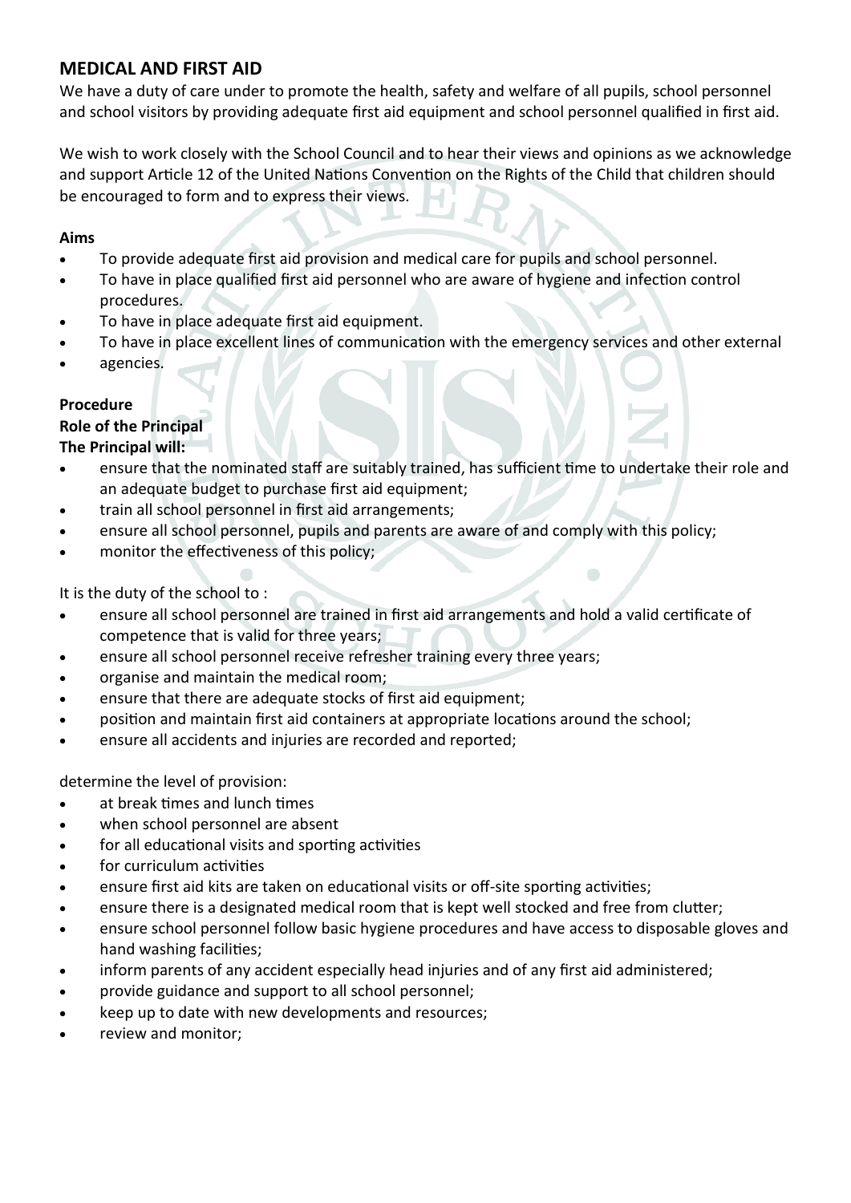## MEDICAL AND FIRST AID

We have a duty of care under to promote the health, safety and welfare of all pupils, school personnel and school visitors by providing adequate first aid equipment and school personnel qualified in first aid.

We wish to work closely with the School Council and to hear their views and opinions as we acknowledge and support Article 12 of the United Nations Convention on the Rights of the Child that children should be encouraged to form and to express their views.

**Aims**

- To provide adequate first aid provision and medical care for pupils and school personnel.
- To have in place qualified first aid personnel who are aware of hygiene and infection control procedures.
- To have in place adequate first aid equipment.
- To have in place excellent lines of communication with the emergency services and other external
- agencies.

**Procedure**

**Role of the Principal**

**The Principal will:**

- ensure that the nominated staff are suitably trained, has sufficient time to undertake their role and an adequate budget to purchase first aid equipment;
- train all school personnel in first aid arrangements;
- ensure all school personnel, pupils and parents are aware of and comply with this policy;
- monitor the effectiveness of this policy;

It is the duty of the school to :

- ensure all school personnel are trained in first aid arrangements and hold a valid certificate of competence that is valid for three years;
- ensure all school personnel receive refresher training every three years;
- organise and maintain the medical room;
- ensure that there are adequate stocks of first aid equipment;
- position and maintain first aid containers at appropriate locations around the school;
- ensure all accidents and injuries are recorded and reported;

determine the level of provision:

- at break times and lunch times
- when school personnel are absent
- for all educational visits and sporting activities
- for curriculum activities
- ensure first aid kits are taken on educational visits or off-site sporting activities;
- ensure there is a designated medical room that is kept well stocked and free from clutter;
- ensure school personnel follow basic hygiene procedures and have access to disposable gloves and hand washing facilities;
- inform parents of any accident especially head injuries and of any first aid administered;
- provide guidance and support to all school personnel;
- keep up to date with new developments and resources;
- review and monitor;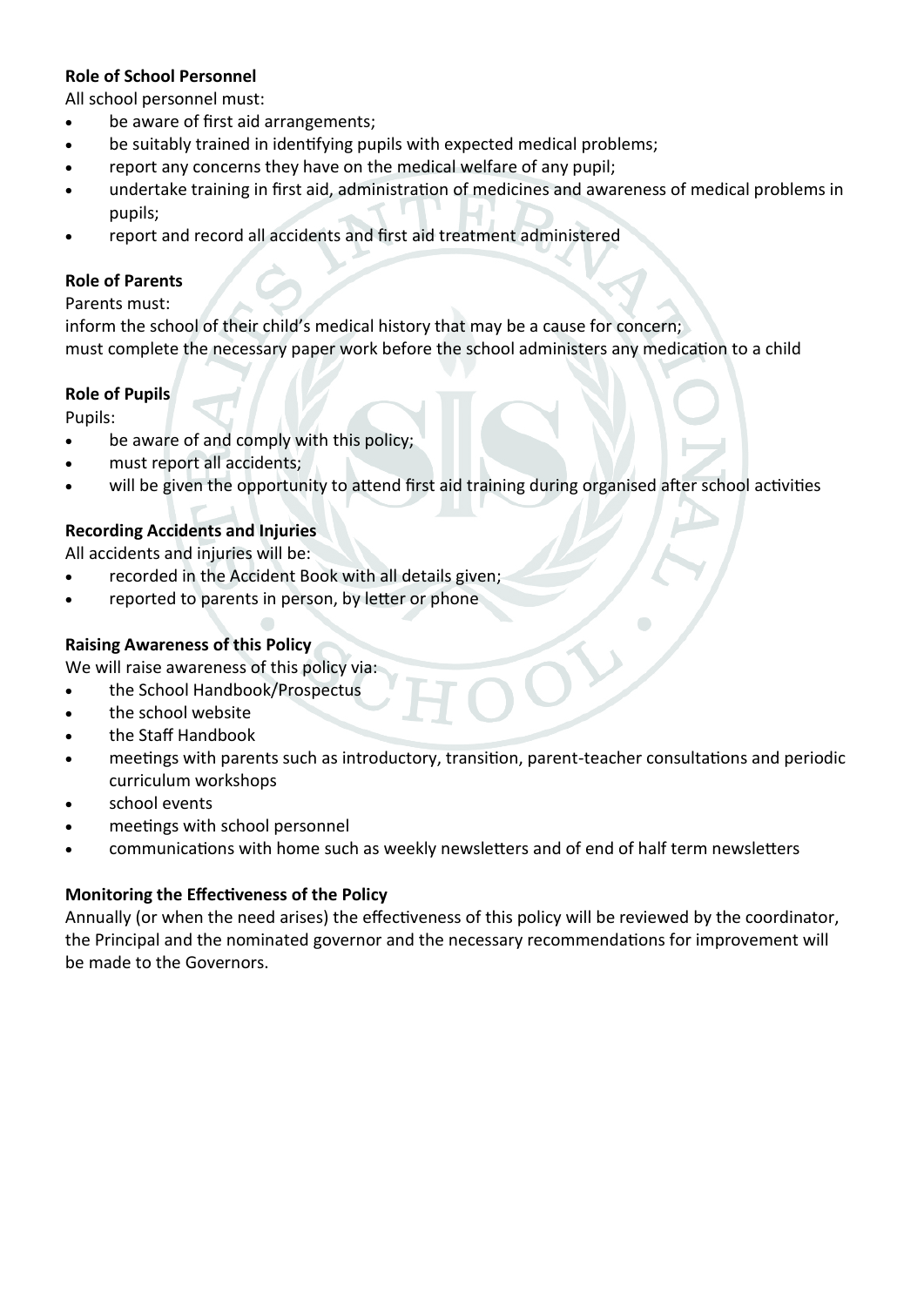**Role of School Personnel**

All school personnel must:

- be aware of first aid arrangements;
- be suitably trained in identifying pupils with expected medical problems;
- report any concerns they have on the medical welfare of any pupil;
- undertake training in first aid, administration of medicines and awareness of medical problems in pupils;
- report and record all accidents and first aid treatment administered

**Role of Parents**

Parents must:

inform the school of their child's medical history that may be a cause for concern;

must complete the necessary paper work before the school administers any medication to a child

**Role of Pupils**

Pupils:

- be aware of and comply with this policy;
- must report all accidents;
- will be given the opportunity to attend first aid training during organised after school activities

**Recording Accidents and Injuries**

All accidents and injuries will be:

- recorded in the Accident Book with all details given;
- reported to parents in person, by letter or phone

**Raising Awareness of this Policy**

We will raise awareness of this policy via:

- the School Handbook/Prospectus
- the school website
- the Staff Handbook
- meetings with parents such as introductory, transition, parent-teacher consultations and periodic curriculum workshops
- school events
- meetings with school personnel
- communications with home such as weekly newsletters and of end of half term newsletters

**Monitoring the Effectiveness of the Policy**

Annually (or when the need arises) the effectiveness of this policy will be reviewed by the coordinator, the Principal and the nominated governor and the necessary recommendations for improvement will be made to the Governors.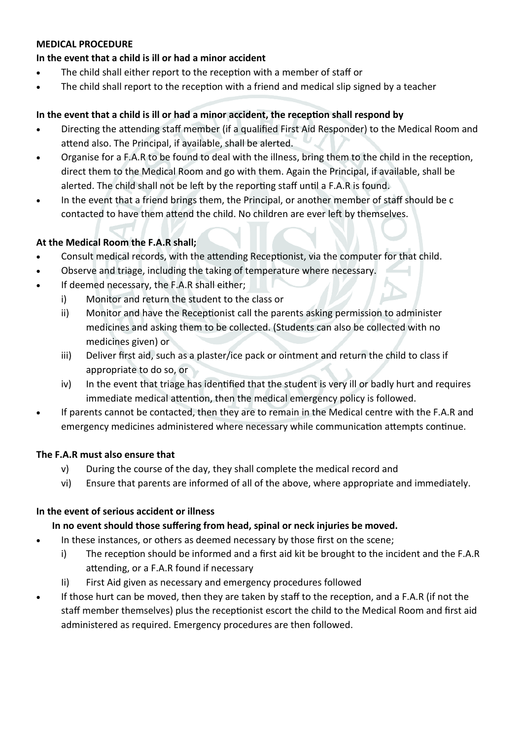**MEDICAL PROCEDURE**

**In the event that a child is ill or had a minor accident**

- The child shall either report to the reception with a member of staff or
- The child shall report to the reception with a friend and medical slip signed by a teacher

**In the event that a child is ill or had a minor accident, the reception shall respond by**

- Directing the attending staff member (if a qualified First Aid Responder) to the Medical Room and attend also. The Principal, if available, shall be alerted.
- Organise for a F.A.R to be found to deal with the illness, bring them to the child in the reception, direct them to the Medical Room and go with them. Again the Principal, if available, shall be alerted. The child shall not be left by the reporting staff until a F.A.R is found.
- In the event that a friend brings them, the Principal, or another member of staff should be c contacted to have them attend the child. No children are ever left by themselves.

**At the Medical Room the F.A.R shall;**

- Consult medical records, with the attending Receptionist, via the computer for that child.
- Observe and triage, including the taking of temperature where necessary.
- If deemed necessary, the F.A.R shall either;
    - i) Monitor and return the student to the class or
    - ii) Monitor and have the Receptionist call the parents asking permission to administer medicines and asking them to be collected. (Students can also be collected with no medicines given) or
    - iii) Deliver first aid, such as a plaster/ice pack or ointment and return the child to class if appropriate to do so, or
    - iv) In the event that triage has identified that the student is very ill or badly hurt and requires immediate medical attention, then the medical emergency policy is followed.
- If parents cannot be contacted, then they are to remain in the Medical centre with the F.A.R and emergency medicines administered where necessary while communication attempts continue.

**The F.A.R must also ensure that**

- v) During the course of the day, they shall complete the medical record and
- vi) Ensure that parents are informed of all of the above, where appropriate and immediately.

**In the event of serious accident or illness**

**In no event should those suffering from head, spinal or neck injuries be moved.**

- In these instances, or others as deemed necessary by those first on the scene;
    - i) The reception should be informed and a first aid kit be brought to the incident and the F.A.R attending, or a F.A.R found if necessary
    - Ii) First Aid given as necessary and emergency procedures followed
- If those hurt can be moved, then they are taken by staff to the reception, and a F.A.R (if not the staff member themselves) plus the receptionist escort the child to the Medical Room and first aid administered as required. Emergency procedures are then followed.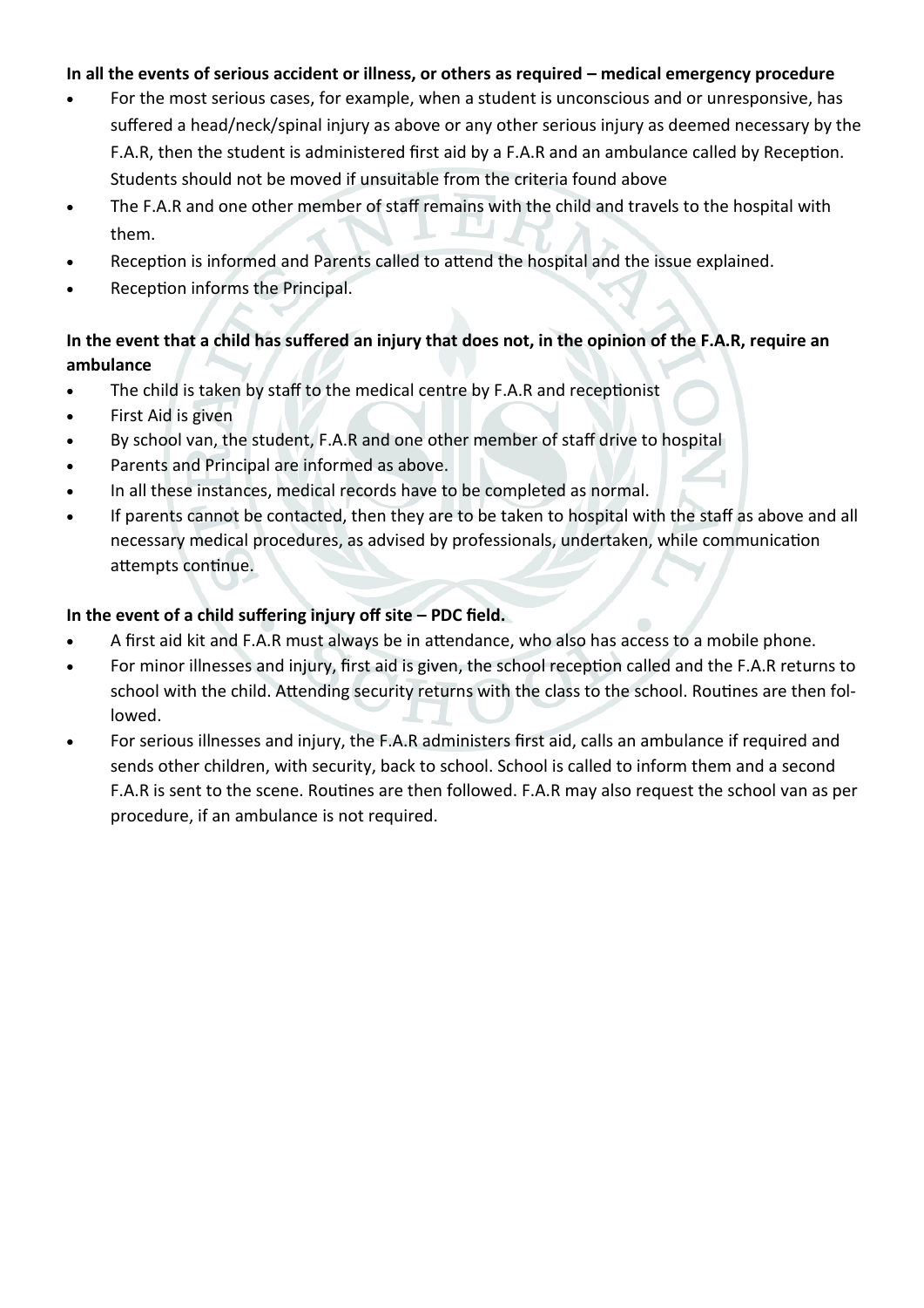**In all the events of serious accident or illness, or others as required – medical emergency procedure**

- For the most serious cases, for example, when a student is unconscious and or unresponsive, has suffered a head/neck/spinal injury as above or any other serious injury as deemed necessary by the F.A.R, then the student is administered first aid by a F.A.R and an ambulance called by Reception. Students should not be moved if unsuitable from the criteria found above
- The F.A.R and one other member of staff remains with the child and travels to the hospital with them.
- Reception is informed and Parents called to attend the hospital and the issue explained.
- Reception informs the Principal.

**In the event that a child has suffered an injury that does not, in the opinion of the F.A.R, require an ambulance**

- The child is taken by staff to the medical centre by F.A.R and receptionist
- First Aid is given
- By school van, the student, F.A.R and one other member of staff drive to hospital
- Parents and Principal are informed as above.
- In all these instances, medical records have to be completed as normal.
- If parents cannot be contacted, then they are to be taken to hospital with the staff as above and all necessary medical procedures, as advised by professionals, undertaken, while communication attempts continue.

**In the event of a child suffering injury off site – PDC field.**

- A first aid kit and F.A.R must always be in attendance, who also has access to a mobile phone.
- For minor illnesses and injury, first aid is given, the school reception called and the F.A.R returns to school with the child. Attending security returns with the class to the school. Routines are then followed.
- For serious illnesses and injury, the F.A.R administers first aid, calls an ambulance if required and sends other children, with security, back to school. School is called to inform them and a second F.A.R is sent to the scene. Routines are then followed. F.A.R may also request the school van as per procedure, if an ambulance is not required.